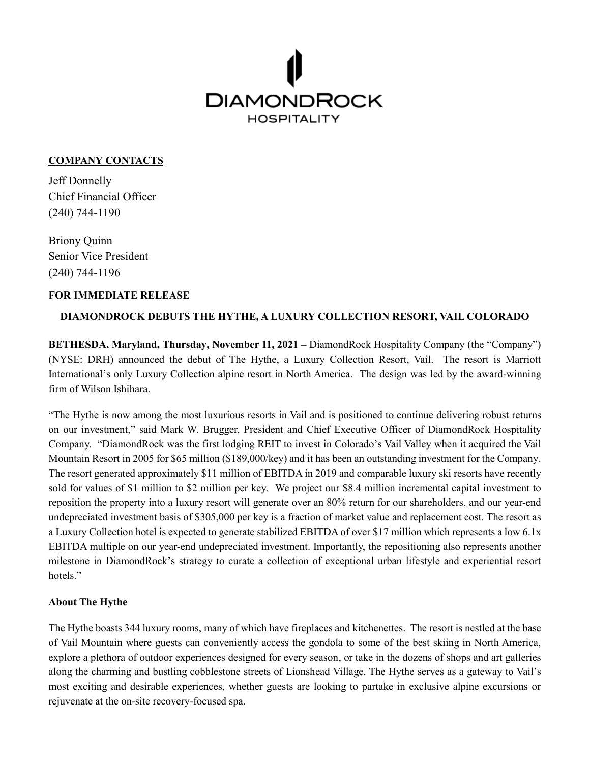# DIAMONDROCK HOSPITALITY

**COMPANY CONTACTS**

Jeff Donnelly
Chief Financial Officer
(240) 744-1190

Briony Quinn
Senior Vice President
(240) 744-1196

**FOR IMMEDIATE RELEASE**

## DIAMONDROCK DEBUTS THE HYTHE, A LUXURY COLLECTION RESORT, VAIL COLORADO

**BETHESDA, Maryland, Thursday, November 11, 2021 –** DiamondRock Hospitality Company (the "Company") (NYSE: DRH) announced the debut of The Hythe, a Luxury Collection Resort, Vail. The resort is Marriott International's only Luxury Collection alpine resort in North America. The design was led by the award-winning firm of Wilson Ishihara.

"The Hythe is now among the most luxurious resorts in Vail and is positioned to continue delivering robust returns on our investment," said Mark W. Brugger, President and Chief Executive Officer of DiamondRock Hospitality Company. "DiamondRock was the first lodging REIT to invest in Colorado's Vail Valley when it acquired the Vail Mountain Resort in 2005 for $65 million ($189,000/key) and it has been an outstanding investment for the Company. The resort generated approximately $11 million of EBITDA in 2019 and comparable luxury ski resorts have recently sold for values of $1 million to $2 million per key. We project our $8.4 million incremental capital investment to reposition the property into a luxury resort will generate over an 80% return for our shareholders, and our year-end undepreciated investment basis of $305,000 per key is a fraction of market value and replacement cost. The resort as a Luxury Collection hotel is expected to generate stabilized EBITDA of over $17 million which represents a low 6.1x EBITDA multiple on our year-end undepreciated investment. Importantly, the repositioning also represents another milestone in DiamondRock's strategy to curate a collection of exceptional urban lifestyle and experiential resort hotels."

**About The Hythe**

The Hythe boasts 344 luxury rooms, many of which have fireplaces and kitchenettes. The resort is nestled at the base of Vail Mountain where guests can conveniently access the gondola to some of the best skiing in North America, explore a plethora of outdoor experiences designed for every season, or take in the dozens of shops and art galleries along the charming and bustling cobblestone streets of Lionshead Village. The Hythe serves as a gateway to Vail's most exciting and desirable experiences, whether guests are looking to partake in exclusive alpine excursions or rejuvenate at the on-site recovery-focused spa.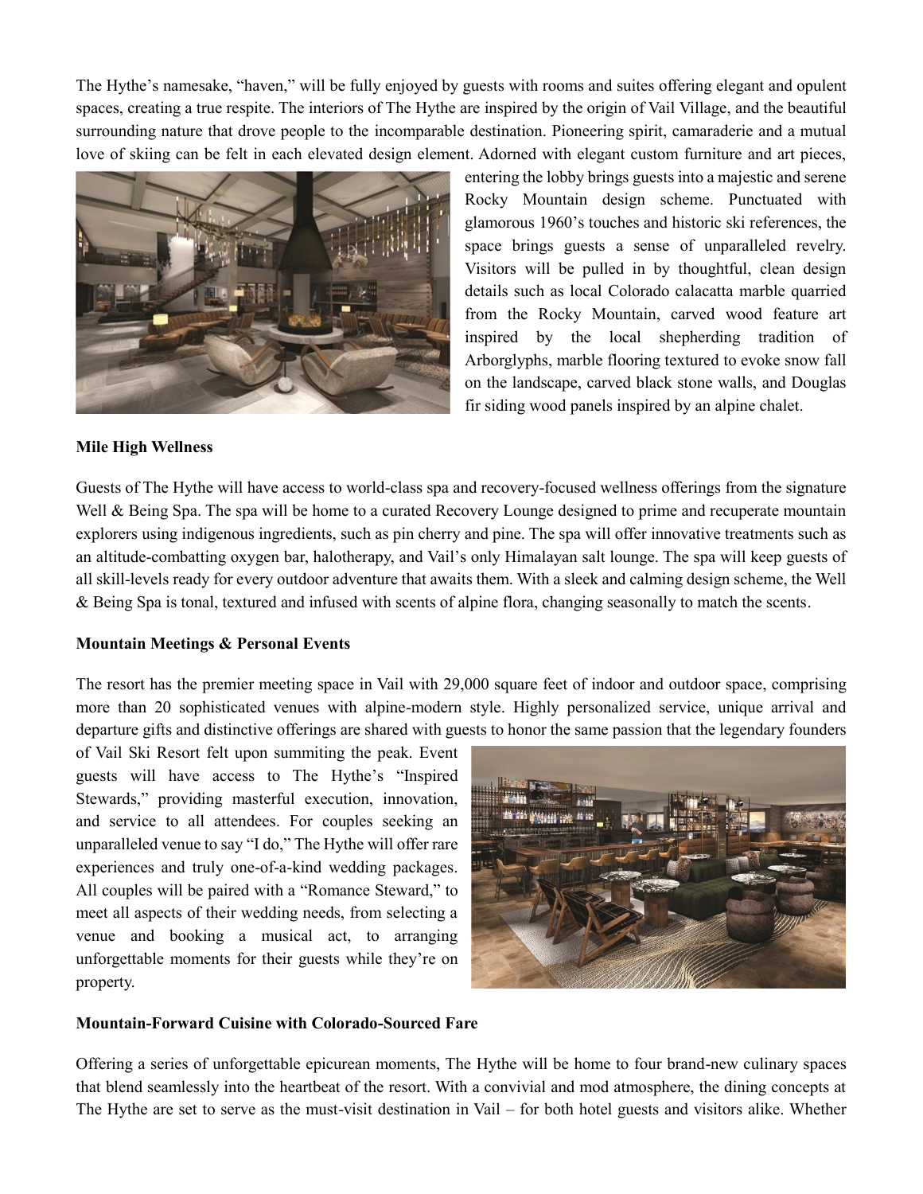The Hythe's namesake, "haven," will be fully enjoyed by guests with rooms and suites offering elegant and opulent spaces, creating a true respite. The interiors of The Hythe are inspired by the origin of Vail Village, and the beautiful surrounding nature that drove people to the incomparable destination. Pioneering spirit, camaraderie and a mutual love of skiing can be felt in each elevated design element. Adorned with elegant custom furniture and art pieces, entering the lobby brings guests into a majestic and serene Rocky Mountain design scheme. Punctuated with glamorous 1960's touches and historic ski references, the space brings guests a sense of unparalleled revelry. Visitors will be pulled in by thoughtful, clean design details such as local Colorado calacatta marble quarried from the Rocky Mountain, carved wood feature art inspired by the local shepherding tradition of Arborglyphs, marble flooring textured to evoke snow fall on the landscape, carved black stone walls, and Douglas fir siding wood panels inspired by an alpine chalet.

**Mile High Wellness**

Guests of The Hythe will have access to world-class spa and recovery-focused wellness offerings from the signature Well & Being Spa. The spa will be home to a curated Recovery Lounge designed to prime and recuperate mountain explorers using indigenous ingredients, such as pin cherry and pine. The spa will offer innovative treatments such as an altitude-combatting oxygen bar, halotherapy, and Vail's only Himalayan salt lounge. The spa will keep guests of all skill-levels ready for every outdoor adventure that awaits them. With a sleek and calming design scheme, the Well & Being Spa is tonal, textured and infused with scents of alpine flora, changing seasonally to match the scents.

**Mountain Meetings & Personal Events**

The resort has the premier meeting space in Vail with 29,000 square feet of indoor and outdoor space, comprising more than 20 sophisticated venues with alpine-modern style. Highly personalized service, unique arrival and departure gifts and distinctive offerings are shared with guests to honor the same passion that the legendary founders of Vail Ski Resort felt upon summiting the peak. Event guests will have access to The Hythe's "Inspired Stewards," providing masterful execution, innovation, and service to all attendees. For couples seeking an unparalleled venue to say "I do," The Hythe will offer rare experiences and truly one-of-a-kind wedding packages. All couples will be paired with a "Romance Steward," to meet all aspects of their wedding needs, from selecting a venue and booking a musical act, to arranging unforgettable moments for their guests while they're on property.

**Mountain-Forward Cuisine with Colorado-Sourced Fare**

Offering a series of unforgettable epicurean moments, The Hythe will be home to four brand-new culinary spaces that blend seamlessly into the heartbeat of the resort. With a convivial and mod atmosphere, the dining concepts at The Hythe are set to serve as the must-visit destination in Vail – for both hotel guests and visitors alike. Whether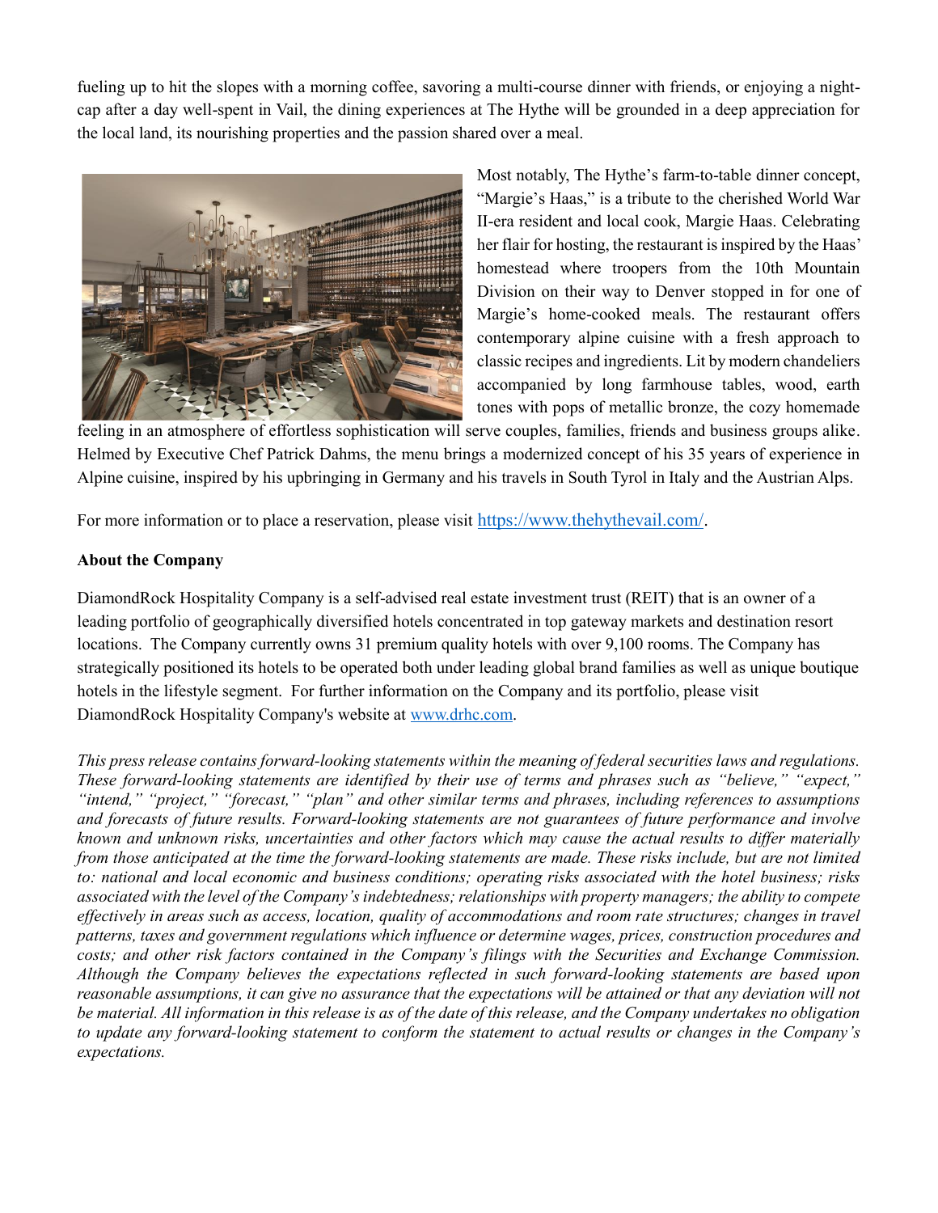fueling up to hit the slopes with a morning coffee, savoring a multi-course dinner with friends, or enjoying a night-cap after a day well-spent in Vail, the dining experiences at The Hythe will be grounded in a deep appreciation for the local land, its nourishing properties and the passion shared over a meal.

Most notably, The Hythe's farm-to-table dinner concept, "Margie's Haas," is a tribute to the cherished World War II-era resident and local cook, Margie Haas. Celebrating her flair for hosting, the restaurant is inspired by the Haas' homestead where troopers from the 10th Mountain Division on their way to Denver stopped in for one of Margie's home-cooked meals. The restaurant offers contemporary alpine cuisine with a fresh approach to classic recipes and ingredients. Lit by modern chandeliers accompanied by long farmhouse tables, wood, earth tones with pops of metallic bronze, the cozy homemade feeling in an atmosphere of effortless sophistication will serve couples, families, friends and business groups alike. Helmed by Executive Chef Patrick Dahms, the menu brings a modernized concept of his 35 years of experience in Alpine cuisine, inspired by his upbringing in Germany and his travels in South Tyrol in Italy and the Austrian Alps.

For more information or to place a reservation, please visit https://www.thehythevail.com/.

**About the Company**

DiamondRock Hospitality Company is a self-advised real estate investment trust (REIT) that is an owner of a leading portfolio of geographically diversified hotels concentrated in top gateway markets and destination resort locations. The Company currently owns 31 premium quality hotels with over 9,100 rooms. The Company has strategically positioned its hotels to be operated both under leading global brand families as well as unique boutique hotels in the lifestyle segment. For further information on the Company and its portfolio, please visit DiamondRock Hospitality Company's website at www.drhc.com.

*This press release contains forward-looking statements within the meaning of federal securities laws and regulations. These forward-looking statements are identified by their use of terms and phrases such as "believe," "expect," "intend," "project," "forecast," "plan" and other similar terms and phrases, including references to assumptions and forecasts of future results. Forward-looking statements are not guarantees of future performance and involve known and unknown risks, uncertainties and other factors which may cause the actual results to differ materially from those anticipated at the time the forward-looking statements are made. These risks include, but are not limited to: national and local economic and business conditions; operating risks associated with the hotel business; risks associated with the level of the Company's indebtedness; relationships with property managers; the ability to compete effectively in areas such as access, location, quality of accommodations and room rate structures; changes in travel patterns, taxes and government regulations which influence or determine wages, prices, construction procedures and costs; and other risk factors contained in the Company's filings with the Securities and Exchange Commission. Although the Company believes the expectations reflected in such forward-looking statements are based upon reasonable assumptions, it can give no assurance that the expectations will be attained or that any deviation will not be material. All information in this release is as of the date of this release, and the Company undertakes no obligation to update any forward-looking statement to conform the statement to actual results or changes in the Company's expectations.*